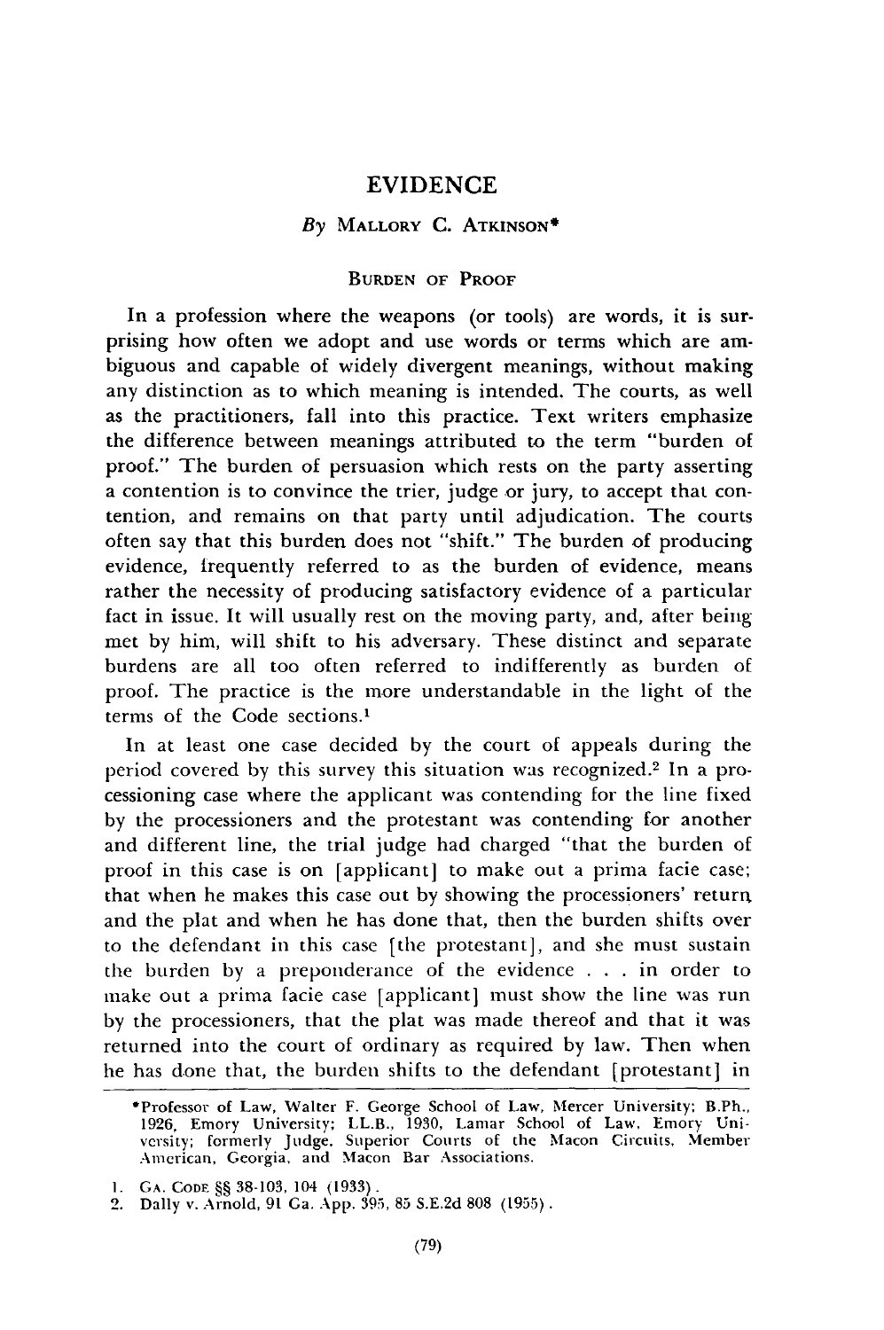# EVIDENCE

*By* MALLORY C. ATKINSON*

## BURDEN OF PROOF

In a profession where the weapons (or tools) are words, it is surprising how often we adopt and use words or terms which are ambiguous and capable of widely divergent meanings, without making any distinction as to which meaning is intended. The courts, as well as the practitioners, fall into this practice. Text writers emphasize the difference between meanings attributed to the term "burden of proof." The burden of persuasion which rests on the party asserting a contention is to convince the trier, judge or jury, to accept that contention, and remains on that party until adjudication. The courts often say that this burden does not "shift." The burden of producing evidence, frequently referred to as the burden of evidence, means rather the necessity of producing satisfactory evidence of a particular fact in issue. It will usually rest on the moving party, and, after being met by him, will shift to his adversary. These distinct and separate burdens are all too often referred to indifferently as burden of proof. The practice is the more understandable in the light of the terms of the Code sections.[1]

In at least one case decided by the court of appeals during the period covered by this survey this situation was recognized.[2] In a processioning case where the applicant was contending for the line fixed by the processioners and the protestant was contending for another and different line, the trial judge had charged "that the burden of proof in this case is on [applicant] to make out a prima facie case; that when he makes this case out by showing the processioners' return and the plat and when he has done that, then the burden shifts over to the defendant in this case [the protestant], and she must sustain the burden by a preponderance of the evidence . . . in order to make out a prima facie case [applicant] must show the line was run by the processioners, that the plat was made thereof and that it was returned into the court of ordinary as required by law. Then when he has done that, the burden shifts to the defendant [protestant] in

---

*Professor of Law, Walter F. George School of Law, Mercer University; B.Ph., 1926, Emory University; LL.B., 1930, Lamar School of Law, Emory University; formerly Judge, Superior Courts of the Macon Circuits. Member American, Georgia, and Macon Bar Associations.

1. GA. CODE §§ 38-103, 104 (1933).
2. Dally v. Arnold, 91 Ga. App. 395, 85 S.E.2d 808 (1955).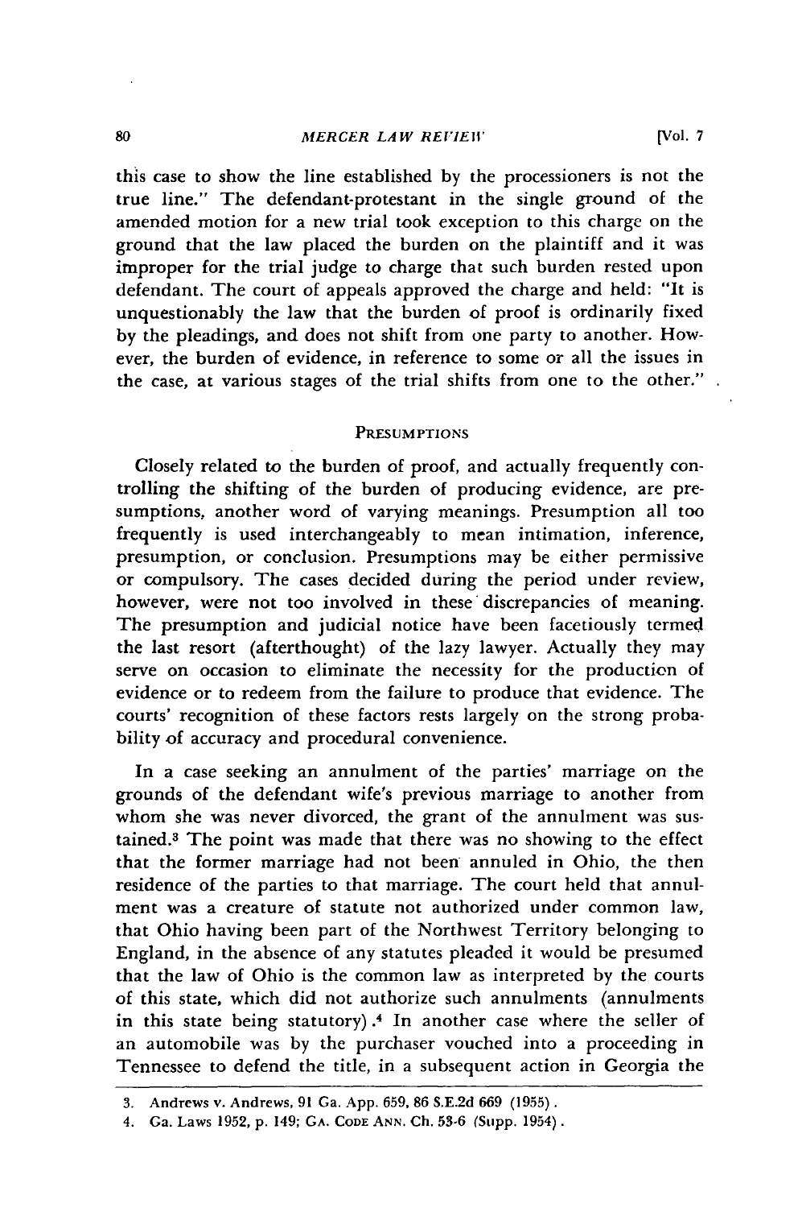this case to show the line established by the processioners is not the true line." The defendant-protestant in the single ground of the amended motion for a new trial took exception to this charge on the ground that the law placed the burden on the plaintiff and it was improper for the trial judge to charge that such burden rested upon defendant. The court of appeals approved the charge and held: "It is unquestionably the law that the burden of proof is ordinarily fixed by the pleadings, and does not shift from one party to another. However, the burden of evidence, in reference to some or all the issues in the case, at various stages of the trial shifts from one to the other."

## Presumptions

Closely related to the burden of proof, and actually frequently controlling the shifting of the burden of producing evidence, are presumptions, another word of varying meanings. Presumption all too frequently is used interchangeably to mean intimation, inference, presumption, or conclusion. Presumptions may be either permissive or compulsory. The cases decided during the period under review, however, were not too involved in these discrepancies of meaning. The presumption and judicial notice have been facetiously termed the last resort (afterthought) of the lazy lawyer. Actually they may serve on occasion to eliminate the necessity for the production of evidence or to redeem from the failure to produce that evidence. The courts' recognition of these factors rests largely on the strong probability of accuracy and procedural convenience.

In a case seeking an annulment of the parties' marriage on the grounds of the defendant wife's previous marriage to another from whom she was never divorced, the grant of the annulment was sustained.[3] The point was made that there was no showing to the effect that the former marriage had not been annuled in Ohio, the then residence of the parties to that marriage. The court held that annulment was a creature of statute not authorized under common law, that Ohio having been part of the Northwest Territory belonging to England, in the absence of any statutes pleaded it would be presumed that the law of Ohio is the common law as interpreted by the courts of this state, which did not authorize such annulments (annulments in this state being statutory).[4] In another case where the seller of an automobile was by the purchaser vouched into a proceeding in Tennessee to defend the title, in a subsequent action in Georgia the

---

3. Andrews v. Andrews, 91 Ga. App. 659, 86 S.E.2d 669 (1955).
4. Ga. Laws 1952, p. 149; Ga. Code Ann. Ch. 53-6 (Supp. 1954).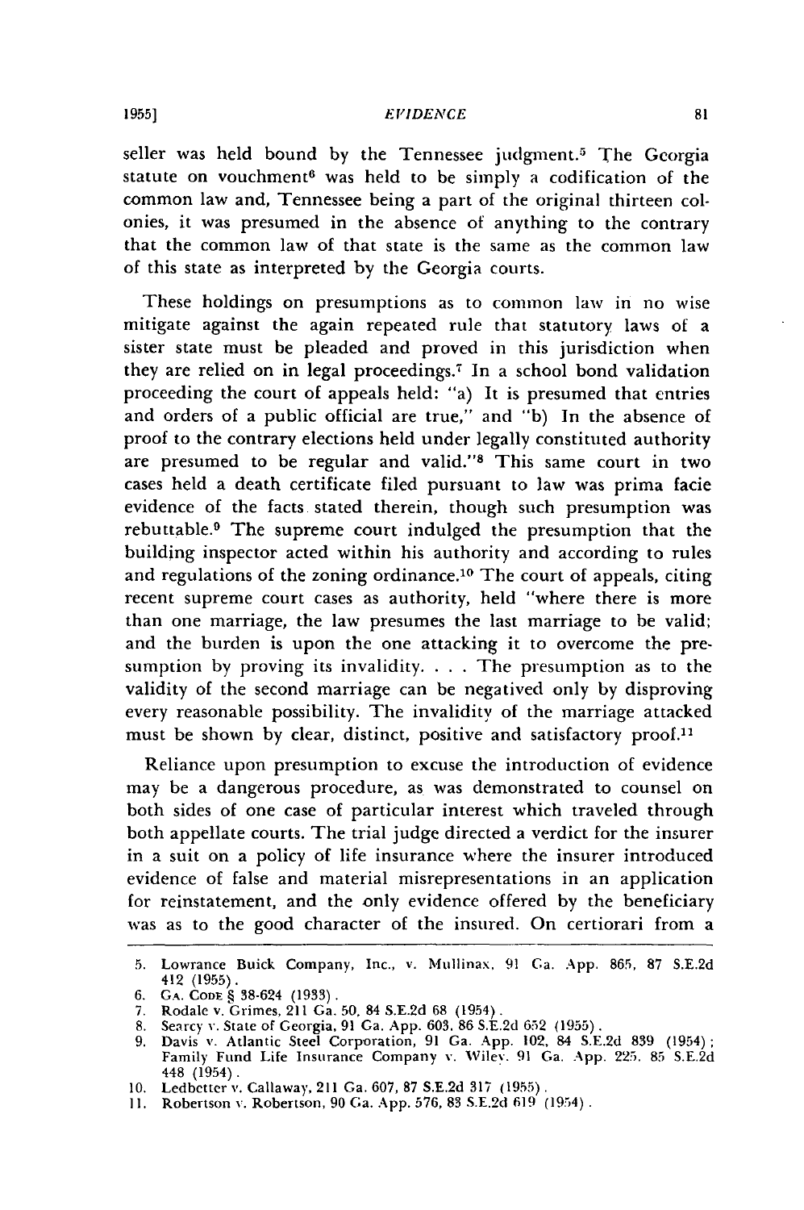seller was held bound by the Tennessee judgment.[5] The Georgia statute on vouchment[6] was held to be simply a codification of the common law and, Tennessee being a part of the original thirteen colonies, it was presumed in the absence of anything to the contrary that the common law of that state is the same as the common law of this state as interpreted by the Georgia courts.

These holdings on presumptions as to common law in no wise mitigate against the again repeated rule that statutory laws of a sister state must be pleaded and proved in this jurisdiction when they are relied on in legal proceedings.[7] In a school bond validation proceeding the court of appeals held: "a) It is presumed that entries and orders of a public official are true," and "b) In the absence of proof to the contrary elections held under legally constituted authority are presumed to be regular and valid."[8] This same court in two cases held a death certificate filed pursuant to law was prima facie evidence of the facts stated therein, though such presumption was rebuttable.[9] The supreme court indulged the presumption that the building inspector acted within his authority and according to rules and regulations of the zoning ordinance.[10] The court of appeals, citing recent supreme court cases as authority, held "where there is more than one marriage, the law presumes the last marriage to be valid; and the burden is upon the one attacking it to overcome the presumption by proving its invalidity. . . . The presumption as to the validity of the second marriage can be negatived only by disproving every reasonable possibility. The invalidity of the marriage attacked must be shown by clear, distinct, positive and satisfactory proof.[11]

Reliance upon presumption to excuse the introduction of evidence may be a dangerous procedure, as was demonstrated to counsel on both sides of one case of particular interest which traveled through both appellate courts. The trial judge directed a verdict for the insurer in a suit on a policy of life insurance where the insurer introduced evidence of false and material misrepresentations in an application for reinstatement, and the only evidence offered by the beneficiary was as to the good character of the insured. On certiorari from a

---

5. Lowrance Buick Company, Inc., v. Mullinax, 91 Ga. App. 865, 87 S.E.2d 412 (1955).
6. GA. CODE § 38-624 (1933).
7. Rodale v. Grimes, 211 Ga. 50, 84 S.E.2d 68 (1954).
8. Searcy v. State of Georgia, 91 Ga. App. 603, 86 S.E.2d 652 (1955).
9. Davis v. Atlantic Steel Corporation, 91 Ga. App. 102, 84 S.E.2d 839 (1954); Family Fund Life Insurance Company v. Wiley, 91 Ga. App. 225, 85 S.E.2d 448 (1954).
10. Ledbetter v. Callaway, 211 Ga. 607, 87 S.E.2d 317 (1955).
11. Robertson v. Robertson, 90 Ga. App. 576, 83 S.E.2d 619 (1954).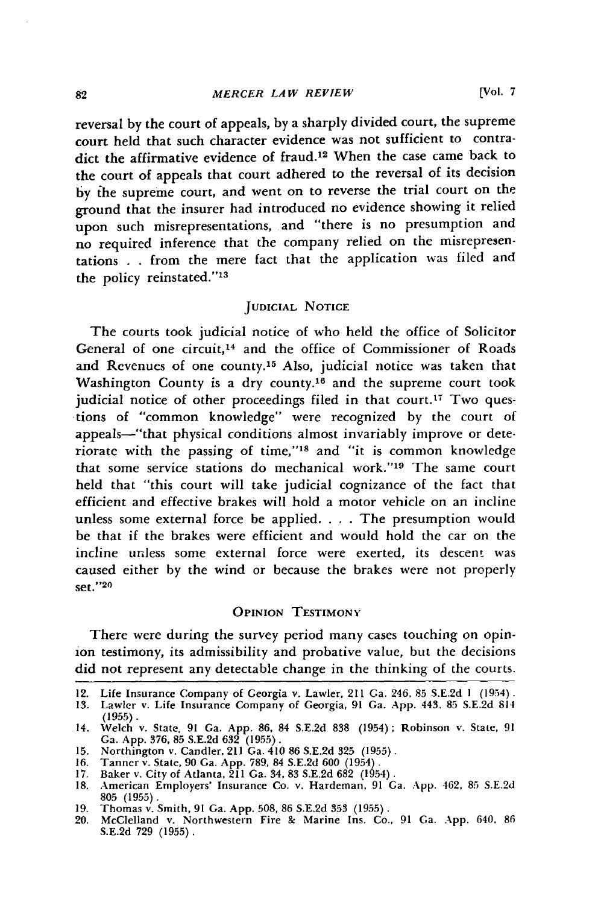reversal by the court of appeals, by a sharply divided court, the supreme court held that such character evidence was not sufficient to contradict the affirmative evidence of fraud.[12] When the case came back to the court of appeals that court adhered to the reversal of its decision by the supreme court, and went on to reverse the trial court on the ground that the insurer had introduced no evidence showing it relied upon such misrepresentations, and "there is no presumption and no required inference that the company relied on the misrepresentations . . from the mere fact that the application was filed and the policy reinstated."[13]

## JUDICIAL NOTICE

The courts took judicial notice of who held the office of Solicitor General of one circuit,[14] and the office of Commissioner of Roads and Revenues of one county.[15] Also, judicial notice was taken that Washington County is a dry county.[16] and the supreme court took judicial notice of other proceedings filed in that court.[17] Two questions of "common knowledge" were recognized by the court of appeals—"that physical conditions almost invariably improve or deteriorate with the passing of time,"[18] and "it is common knowledge that some service stations do mechanical work."[19] The same court held that "this court will take judicial cognizance of the fact that efficient and effective brakes will hold a motor vehicle on an incline unless some external force be applied. . . . The presumption would be that if the brakes were efficient and would hold the car on the incline unless some external force were exerted, its descent was caused either by the wind or because the brakes were not properly set."[20]

## OPINION TESTIMONY

There were during the survey period many cases touching on opinion testimony, its admissibility and probative value, but the decisions did not represent any detectable change in the thinking of the courts.

---

12. Life Insurance Company of Georgia v. Lawler, 211 Ga. 246, 85 S.E.2d 1 (1954).
13. Lawler v. Life Insurance Company of Georgia, 91 Ga. App. 443, 85 S.E.2d 814 (1955).
14. Welch v. State, 91 Ga. App. 86, 84 S.E.2d 838 (1954); Robinson v. State, 91 Ga. App. 376, 85 S.E.2d 632 (1955).
15. Northington v. Candler, 211 Ga. 410 86 S.E.2d 325 (1955).
16. Tanner v. State, 90 Ga. App. 789, 84 S.E.2d 600 (1954).
17. Baker v. City of Atlanta, 211 Ga. 34, 83 S.E.2d 682 (1954).
18. American Employers' Insurance Co. v. Hardeman, 91 Ga. App. 462, 85 S.E.2d 805 (1955).
19. Thomas v. Smith, 91 Ga. App. 508, 86 S.E.2d 353 (1955).
20. McClelland v. Northwestern Fire & Marine Ins. Co., 91 Ga. App. 640, 86 S.E.2d 729 (1955).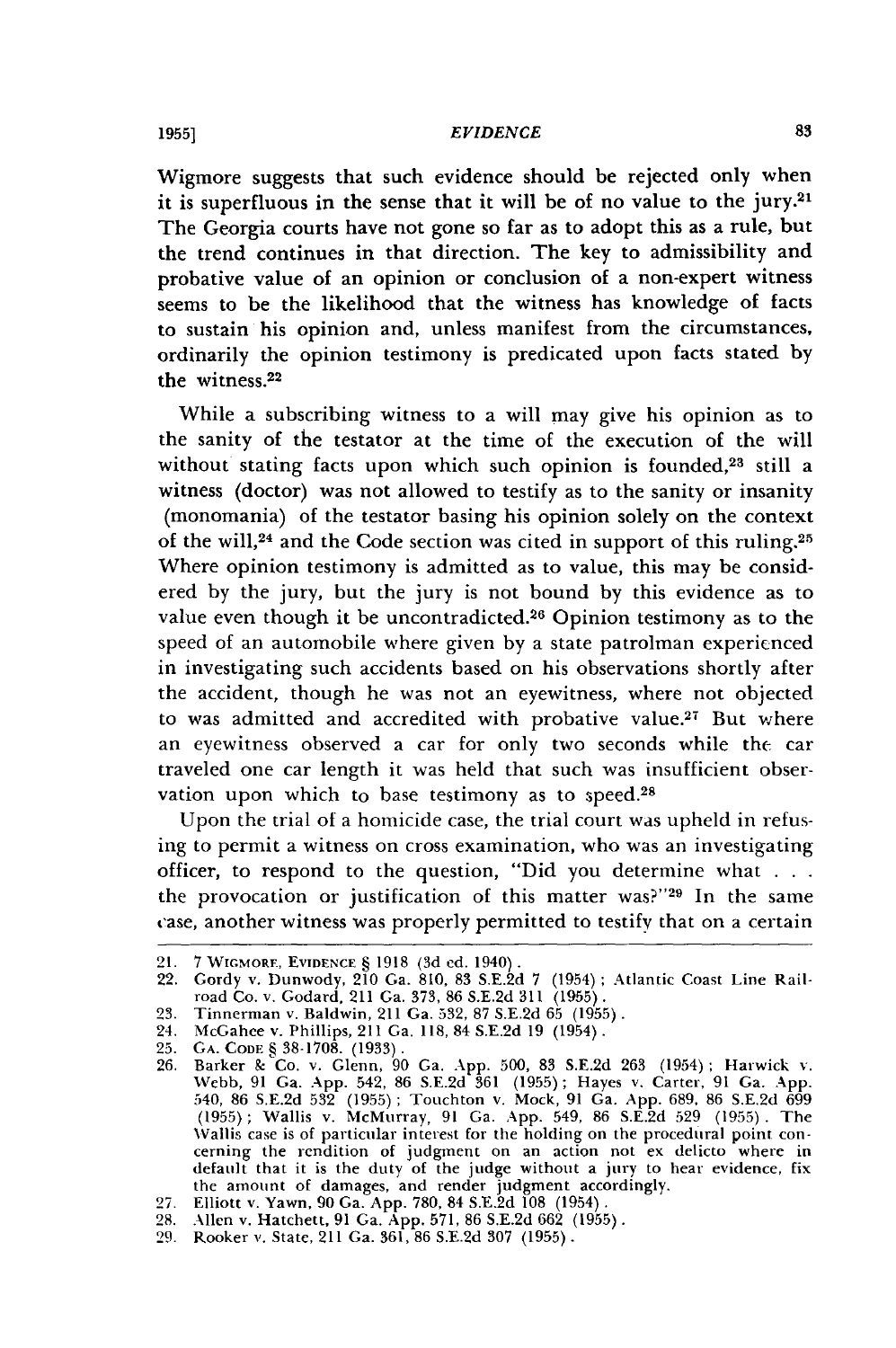Wigmore suggests that such evidence should be rejected only when it is superfluous in the sense that it will be of no value to the jury.[21] The Georgia courts have not gone so far as to adopt this as a rule, but the trend continues in that direction. The key to admissibility and probative value of an opinion or conclusion of a non-expert witness seems to be the likelihood that the witness has knowledge of facts to sustain his opinion and, unless manifest from the circumstances, ordinarily the opinion testimony is predicated upon facts stated by the witness.[22]

While a subscribing witness to a will may give his opinion as to the sanity of the testator at the time of the execution of the will without stating facts upon which such opinion is founded,[23] still a witness (doctor) was not allowed to testify as to the sanity or insanity (monomania) of the testator basing his opinion solely on the context of the will,[24] and the Code section was cited in support of this ruling.[25] Where opinion testimony is admitted as to value, this may be considered by the jury, but the jury is not bound by this evidence as to value even though it be uncontradicted.[26] Opinion testimony as to the speed of an automobile where given by a state patrolman experienced in investigating such accidents based on his observations shortly after the accident, though he was not an eyewitness, where not objected to was admitted and accredited with probative value.[27] But where an eyewitness observed a car for only two seconds while the car traveled one car length it was held that such was insufficient observation upon which to base testimony as to speed.[28]

Upon the trial of a homicide case, the trial court was upheld in refusing to permit a witness on cross examination, who was an investigating officer, to respond to the question, "Did you determine what . . . the provocation or justification of this matter was?"[29] In the same case, another witness was properly permitted to testify that on a certain

---

21. 7 Wigmore, Evidence § 1918 (3d ed. 1940).
22. Gordy v. Dunwody, 210 Ga. 810, 83 S.E.2d 7 (1954); Atlantic Coast Line Railroad Co. v. Godard, 211 Ga. 373, 86 S.E.2d 311 (1955).
23. Tinnerman v. Baldwin, 211 Ga. 532, 87 S.E.2d 65 (1955).
24. McGahee v. Phillips, 211 Ga. 118, 84 S.E.2d 19 (1954).
25. Ga. Code § 38-1708. (1933).
26. Barker & Co. v. Glenn, 90 Ga. App. 500, 83 S.E.2d 263 (1954); Harwick v. Webb, 91 Ga. App. 542, 86 S.E.2d 361 (1955); Hayes v. Carter, 91 Ga. App. 540, 86 S.E.2d 532 (1955); Touchton v. Mock, 91 Ga. App. 689, 86 S.E.2d 699 (1955); Wallis v. McMurray, 91 Ga. App. 549, 86 S.E.2d 529 (1955). The Wallis case is of particular interest for the holding on the procedural point concerning the rendition of judgment on an action not ex delicto where in default that it is the duty of the judge without a jury to hear evidence, fix the amount of damages, and render judgment accordingly.
27. Elliott v. Yawn, 90 Ga. App. 780, 84 S.E.2d 108 (1954).
28. Allen v. Hatchett, 91 Ga. App. 571, 86 S.E.2d 662 (1955).
29. Rooker v. State, 211 Ga. 361, 86 S.E.2d 307 (1955).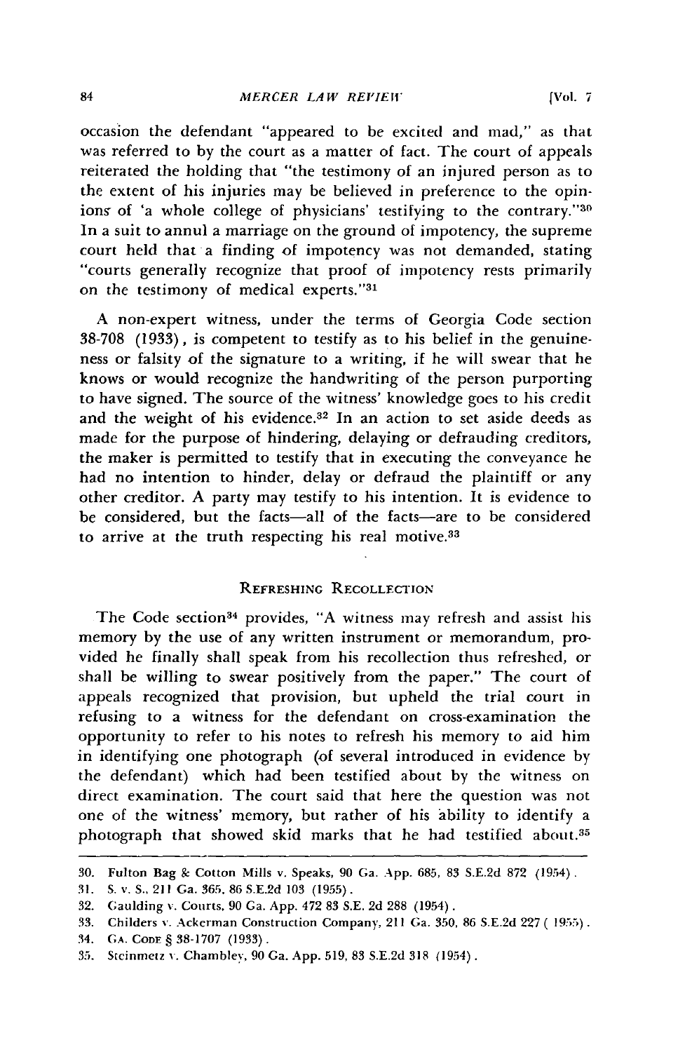occasion the defendant "appeared to be excited and mad," as that was referred to by the court as a matter of fact. The court of appeals reiterated the holding that "the testimony of an injured person as to the extent of his injuries may be believed in preference to the opinions of 'a whole college of physicians' testifying to the contrary."[30] In a suit to annul a marriage on the ground of impotency, the supreme court held that a finding of impotency was not demanded, stating "courts generally recognize that proof of impotency rests primarily on the testimony of medical experts."[31]

A non-expert witness, under the terms of Georgia Code section 38-708 (1933), is competent to testify as to his belief in the genuineness or falsity of the signature to a writing, if he will swear that he knows or would recognize the handwriting of the person purporting to have signed. The source of the witness' knowledge goes to his credit and the weight of his evidence.[32] In an action to set aside deeds as made for the purpose of hindering, delaying or defrauding creditors, the maker is permitted to testify that in executing the conveyance he had no intention to hinder, delay or defraud the plaintiff or any other creditor. A party may testify to his intention. It is evidence to be considered, but the facts—all of the facts—are to be considered to arrive at the truth respecting his real motive.[33]

## REFRESHING RECOLLECTION

The Code section[34] provides, "A witness may refresh and assist his memory by the use of any written instrument or memorandum, provided he finally shall speak from his recollection thus refreshed, or shall be willing to swear positively from the paper." The court of appeals recognized that provision, but upheld the trial court in refusing to a witness for the defendant on cross-examination the opportunity to refer to his notes to refresh his memory to aid him in identifying one photograph (of several introduced in evidence by the defendant) which had been testified about by the witness on direct examination. The court said that here the question was not one of the witness' memory, but rather of his ability to identify a photograph that showed skid marks that he had testified about.[35]

---

30. Fulton Bag & Cotton Mills v. Speaks, 90 Ga. App. 685, 83 S.E.2d 872 (1954).
31. S. v. S., 211 Ga. 365, 86 S.E.2d 103 (1955).
32. Gaulding v. Courts, 90 Ga. App. 472 83 S.E. 2d 288 (1954).
33. Childers v. Ackerman Construction Company, 211 Ga. 350, 86 S.E.2d 227 (1955).
34. GA. CODE § 38-1707 (1933).
35. Steinmetz v. Chambley, 90 Ga. App. 519, 83 S.E.2d 318 (1954).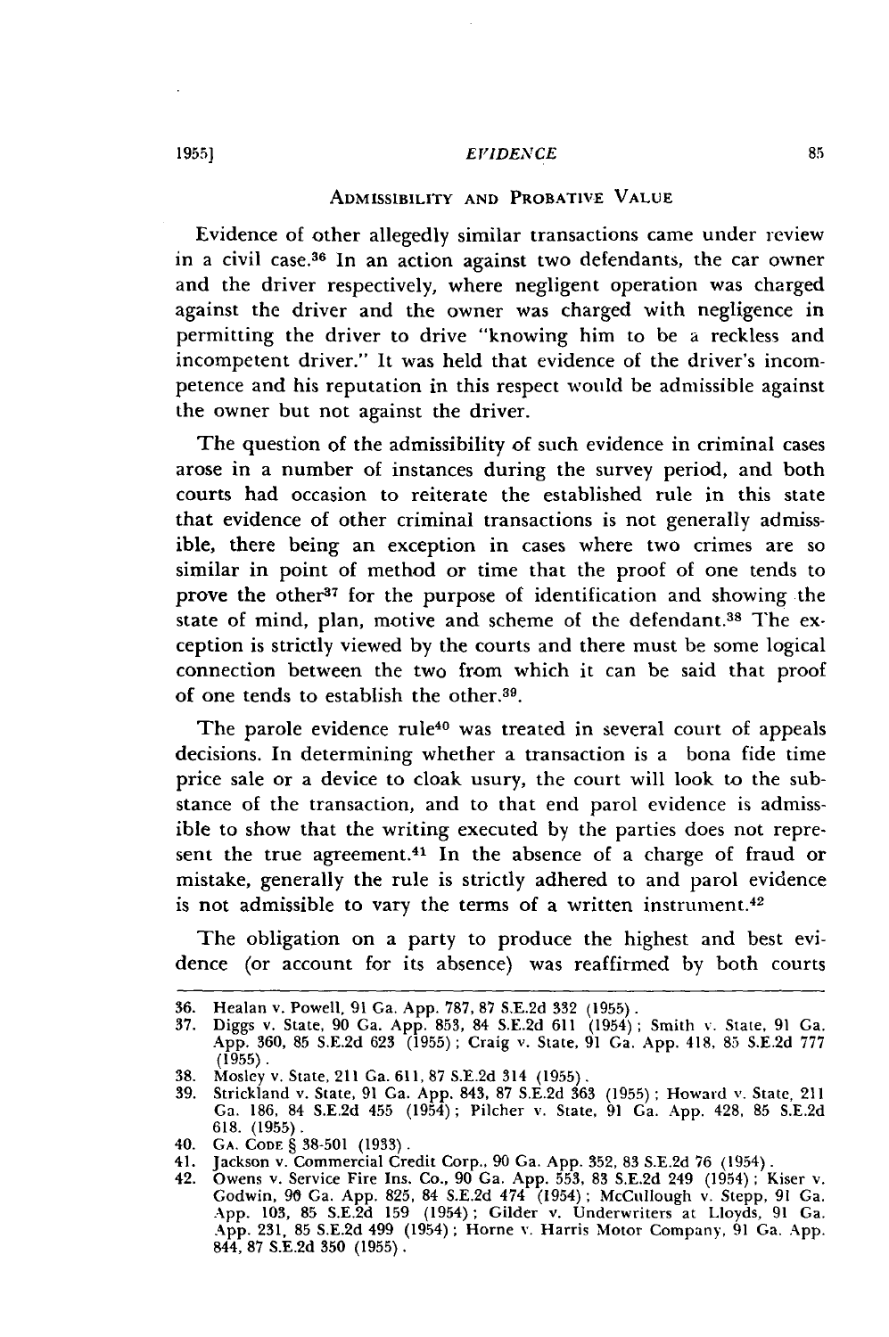### ADMISSIBILITY AND PROBATIVE VALUE

Evidence of other allegedly similar transactions came under review in a civil case.[36] In an action against two defendants, the car owner and the driver respectively, where negligent operation was charged against the driver and the owner was charged with negligence in permitting the driver to drive "knowing him to be a reckless and incompetent driver." It was held that evidence of the driver's incompetence and his reputation in this respect would be admissible against the owner but not against the driver.

The question of the admissibility of such evidence in criminal cases arose in a number of instances during the survey period, and both courts had occasion to reiterate the established rule in this state that evidence of other criminal transactions is not generally admissible, there being an exception in cases where two crimes are so similar in point of method or time that the proof of one tends to prove the other[37] for the purpose of identification and showing the state of mind, plan, motive and scheme of the defendant.[38] The exception is strictly viewed by the courts and there must be some logical connection between the two from which it can be said that proof of one tends to establish the other.[39].

The parole evidence rule[40] was treated in several court of appeals decisions. In determining whether a transaction is a bona fide time price sale or a device to cloak usury, the court will look to the substance of the transaction, and to that end parol evidence is admissible to show that the writing executed by the parties does not represent the true agreement.[41] In the absence of a charge of fraud or mistake, generally the rule is strictly adhered to and parol evidence is not admissible to vary the terms of a written instrument.[42]

The obligation on a party to produce the highest and best evidence (or account for its absence) was reaffirmed by both courts

---

36. Healan v. Powell, 91 Ga. App. 787, 87 S.E.2d 332 (1955).
37. Diggs v. State, 90 Ga. App. 853, 84 S.E.2d 611 (1954); Smith v. State, 91 Ga. App. 360, 85 S.E.2d 623 (1955); Craig v. State, 91 Ga. App. 418, 85 S.E.2d 777 (1955).
38. Mosley v. State, 211 Ga. 611, 87 S.E.2d 314 (1955).
39. Strickland v. State, 91 Ga. App. 843, 87 S.E.2d 363 (1955); Howard v. State, 211 Ga. 186, 84 S.E.2d 455 (1954); Pilcher v. State, 91 Ga. App. 428, 85 S.E.2d 618. (1955).
40. GA. CODE § 38-501 (1933).
41. Jackson v. Commercial Credit Corp., 90 Ga. App. 352, 83 S.E.2d 76 (1954).
42. Owens v. Service Fire Ins. Co., 90 Ga. App. 553, 83 S.E.2d 249 (1954); Kiser v. Godwin, 90 Ga. App. 825, 84 S.E.2d 474 (1954); McCullough v. Stepp, 91 Ga. App. 103, 85 S.E.2d 159 (1954); Gilder v. Underwriters at Lloyds, 91 Ga. App. 231, 85 S.E.2d 499 (1954); Horne v. Harris Motor Company, 91 Ga. App. 844, 87 S.E.2d 350 (1955).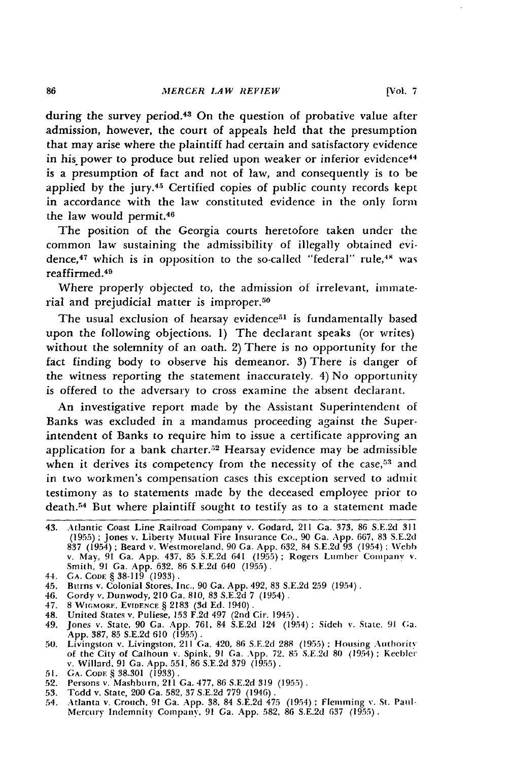during the survey period.[43] On the question of probative value after admission, however, the court of appeals held that the presumption that may arise where the plaintiff had certain and satisfactory evidence in his power to produce but relied upon weaker or inferior evidence[44] is a presumption of fact and not of law, and consequently is to be applied by the jury.[45] Certified copies of public county records kept in accordance with the law constituted evidence in the only form the law would permit.[46]

The position of the Georgia courts heretofore taken under the common law sustaining the admissibility of illegally obtained evidence,[47] which is in opposition to the so-called "federal" rule,[48] was reaffirmed.[49]

Where properly objected to, the admission of irrelevant, immaterial and prejudicial matter is improper.[50]

The usual exclusion of hearsay evidence[51] is fundamentally based upon the following objections. 1) The declarant speaks (or writes) without the solemnity of an oath. 2) There is no opportunity for the fact finding body to observe his demeanor. 3) There is danger of the witness reporting the statement inaccurately. 4) No opportunity is offered to the adversary to cross examine the absent declarant.

An investigative report made by the Assistant Superintendent of Banks was excluded in a mandamus proceeding against the Superintendent of Banks to require him to issue a certificate approving an application for a bank charter.[52] Hearsay evidence may be admissible when it derives its competency from the necessity of the case,[53] and in two workmen's compensation cases this exception served to admit testimony as to statements made by the deceased employee prior to death.[54] But where plaintiff sought to testify as to a statement made

---

43. Atlantic Coast Line Railroad Company v. Godard, 211 Ga. 373, 86 S.E.2d 311 (1955); Jones v. Liberty Mutual Fire Insurance Co., 90 Ga. App. 667, 83 S.E.2d 837 (1954); Beard v. Westmoreland, 90 Ga. App. 632, 84 S.E.2d 93 (1954); Webb v. May, 91 Ga. App. 437, 85 S.E.2d 641 (1955); Rogers Lumber Company v. Smith, 91 Ga. App. 632, 86 S.E.2d 640 (1955).
44. GA. CODE § 38-119 (1933).
45. Burns v. Colonial Stores, Inc., 90 Ga. App. 492, 83 S.E.2d 259 (1954).
46. Gordy v. Dunwody, 210 Ga. 810, 83 S.E.2d 7 (1954).
47. 8 WIGMORE, EVIDENCE § 2183 (3d Ed. 1940).
48. United States v. Puliese, 153 F.2d 497 (2nd Cir. 1945).
49. Jones v. State, 90 Ga. App. 761, 84 S.E.2d 124 (1954); Sideh v. State, 91 Ga. App. 387, 85 S.E.2d 610 (1955).
50. Livingston v. Livingston, 211 Ga. 420, 86 S.E.2d 288 (1955); Housing Authority of the City of Calhoun v. Spink, 91 Ga. App. 72, 85 S.E.2d 80 (1954); Keebler v. Willard, 91 Ga. App. 551, 86 S.E.2d 379 (1955).
51. GA. CODE § 38.301 (1933).
52. Persons v. Mashburn, 211 Ga. 477, 86 S.E.2d 319 (1955).
53. Todd v. State, 200 Ga. 582, 37 S.E.2d 779 (1946).
54. Atlanta v. Crouch, 91 Ga. App. 38, 84 S.E.2d 475 (1954); Flemming v. St. Paul-Mercury Indemnity Company, 91 Ga. App. 582, 86 S.E.2d 637 (1955).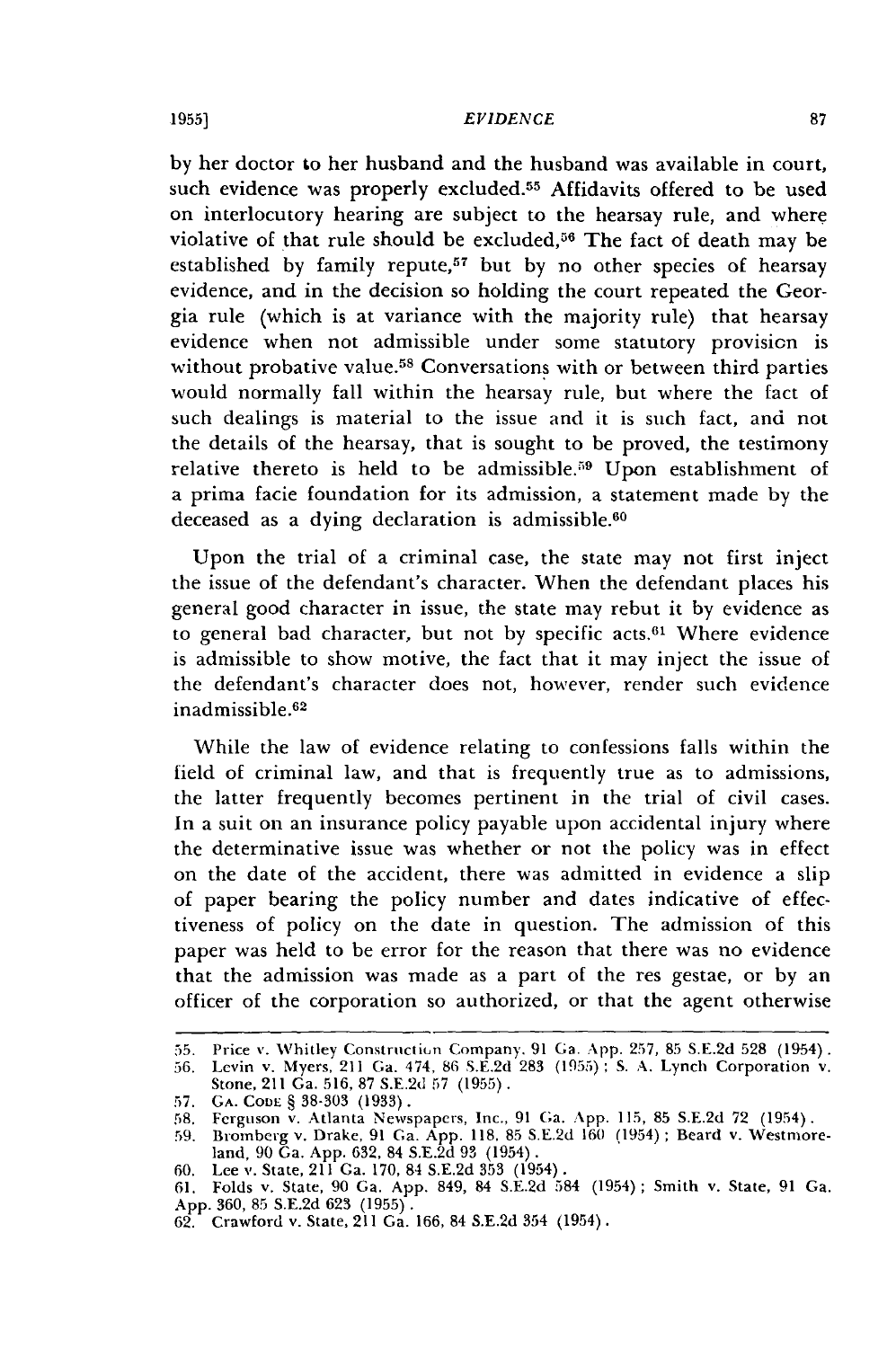by her doctor to her husband and the husband was available in court, such evidence was properly excluded.[55] Affidavits offered to be used on interlocutory hearing are subject to the hearsay rule, and where violative of that rule should be excluded,[56] The fact of death may be established by family repute,[57] but by no other species of hearsay evidence, and in the decision so holding the court repeated the Georgia rule (which is at variance with the majority rule) that hearsay evidence when not admissible under some statutory provision is without probative value.[58] Conversations with or between third parties would normally fall within the hearsay rule, but where the fact of such dealings is material to the issue and it is such fact, and not the details of the hearsay, that is sought to be proved, the testimony relative thereto is held to be admissible.[59] Upon establishment of a prima facie foundation for its admission, a statement made by the deceased as a dying declaration is admissible.[60]

Upon the trial of a criminal case, the state may not first inject the issue of the defendant's character. When the defendant places his general good character in issue, the state may rebut it by evidence as to general bad character, but not by specific acts.[61] Where evidence is admissible to show motive, the fact that it may inject the issue of the defendant's character does not, however, render such evidence inadmissible.[62]

While the law of evidence relating to confessions falls within the field of criminal law, and that is frequently true as to admissions, the latter frequently becomes pertinent in the trial of civil cases. In a suit on an insurance policy payable upon accidental injury where the determinative issue was whether or not the policy was in effect on the date of the accident, there was admitted in evidence a slip of paper bearing the policy number and dates indicative of effectiveness of policy on the date in question. The admission of this paper was held to be error for the reason that there was no evidence that the admission was made as a part of the res gestae, or by an officer of the corporation so authorized, or that the agent otherwise

---

55. Price v. Whitley Construction Company, 91 Ga. App. 257, 85 S.E.2d 528 (1954).
56. Levin v. Myers, 211 Ga. 474, 86 S.E.2d 283 (1955); S. A. Lynch Corporation v. Stone, 211 Ga. 516, 87 S.E.2d 57 (1955).
57. GA. CODE § 38-303 (1933).
58. Ferguson v. Atlanta Newspapers, Inc., 91 Ga. App. 115, 85 S.E.2d 72 (1954).
59. Bromberg v. Drake, 91 Ga. App. 118, 85 S.E.2d 160 (1954); Beard v. Westmoreland, 90 Ga. App. 632, 84 S.E.2d 93 (1954).
60. Lee v. State, 211 Ga. 170, 84 S.E.2d 353 (1954).
61. Folds v. State, 90 Ga. App. 849, 84 S.E.2d 584 (1954); Smith v. State, 91 Ga. App. 360, 85 S.E.2d 623 (1955).
62. Crawford v. State, 211 Ga. 166, 84 S.E.2d 354 (1954).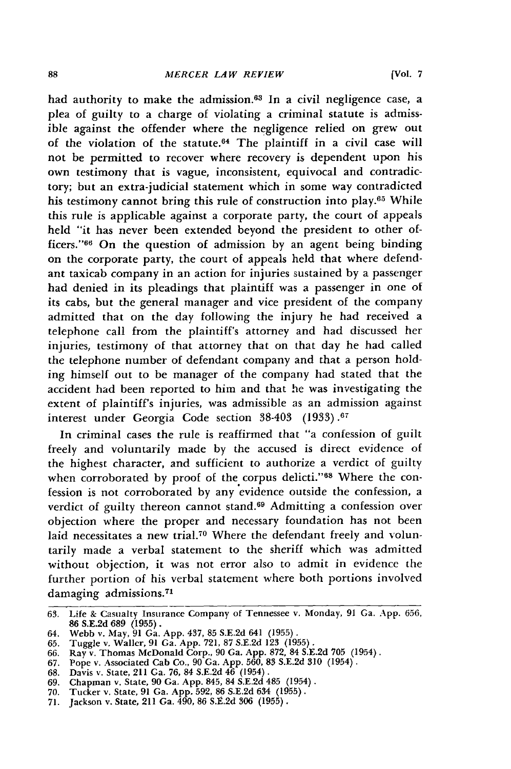had authority to make the admission.[63] In a civil negligence case, a plea of guilty to a charge of violating a criminal statute is admissible against the offender where the negligence relied on grew out of the violation of the statute.[64] The plaintiff in a civil case will not be permitted to recover where recovery is dependent upon his own testimony that is vague, inconsistent, equivocal and contradictory; but an extra-judicial statement which in some way contradicted his testimony cannot bring this rule of construction into play.[65] While this rule is applicable against a corporate party, the court of appeals held "it has never been extended beyond the president to other officers."[66] On the question of admission by an agent being binding on the corporate party, the court of appeals held that where defendant taxicab company in an action for injuries sustained by a passenger had denied in its pleadings that plaintiff was a passenger in one of its cabs, but the general manager and vice president of the company admitted that on the day following the injury he had received a telephone call from the plaintiff's attorney and had discussed her injuries, testimony of that attorney that on that day he had called the telephone number of defendant company and that a person holding himself out to be manager of the company had stated that the accident had been reported to him and that he was investigating the extent of plaintiff's injuries, was admissible as an admission against interest under Georgia Code section 38-403 (1933).[67]

In criminal cases the rule is reaffirmed that "a confession of guilt freely and voluntarily made by the accused is direct evidence of the highest character, and sufficient to authorize a verdict of guilty when corroborated by proof of the corpus delicti."[68] Where the confession is not corroborated by any evidence outside the confession, a verdict of guilty thereon cannot stand.[69] Admitting a confession over objection where the proper and necessary foundation has not been laid necessitates a new trial.[70] Where the defendant freely and voluntarily made a verbal statement to the sheriff which was admitted without objection, it was not error also to admit in evidence the further portion of his verbal statement where both portions involved damaging admissions.[71]

---

63. Life & Casualty Insurance Company of Tennessee v. Monday, 91 Ga. App. 656, 86 S.E.2d 689 (1955).
64. Webb v. May, 91 Ga. App. 437, 85 S.E.2d 641 (1955).
65. Tuggle v. Waller, 91 Ga. App. 721, 87 S.E.2d 123 (1955).
66. Ray v. Thomas McDonald Corp., 90 Ga. App. 872, 84 S.E.2d 705 (1954).
67. Pope v. Associated Cab Co., 90 Ga. App. 560, 83 S.E.2d 310 (1954).
68. Davis v. State, 211 Ga. 76, 84 S.E.2d 46 (1954).
69. Chapman v. State, 90 Ga. App. 845, 84 S.E.2d 485 (1954).
70. Tucker v. State, 91 Ga. App. 592, 86 S.E.2d 634 (1955).
71. Jackson v. State, 211 Ga. 490, 86 S.E.2d 306 (1955).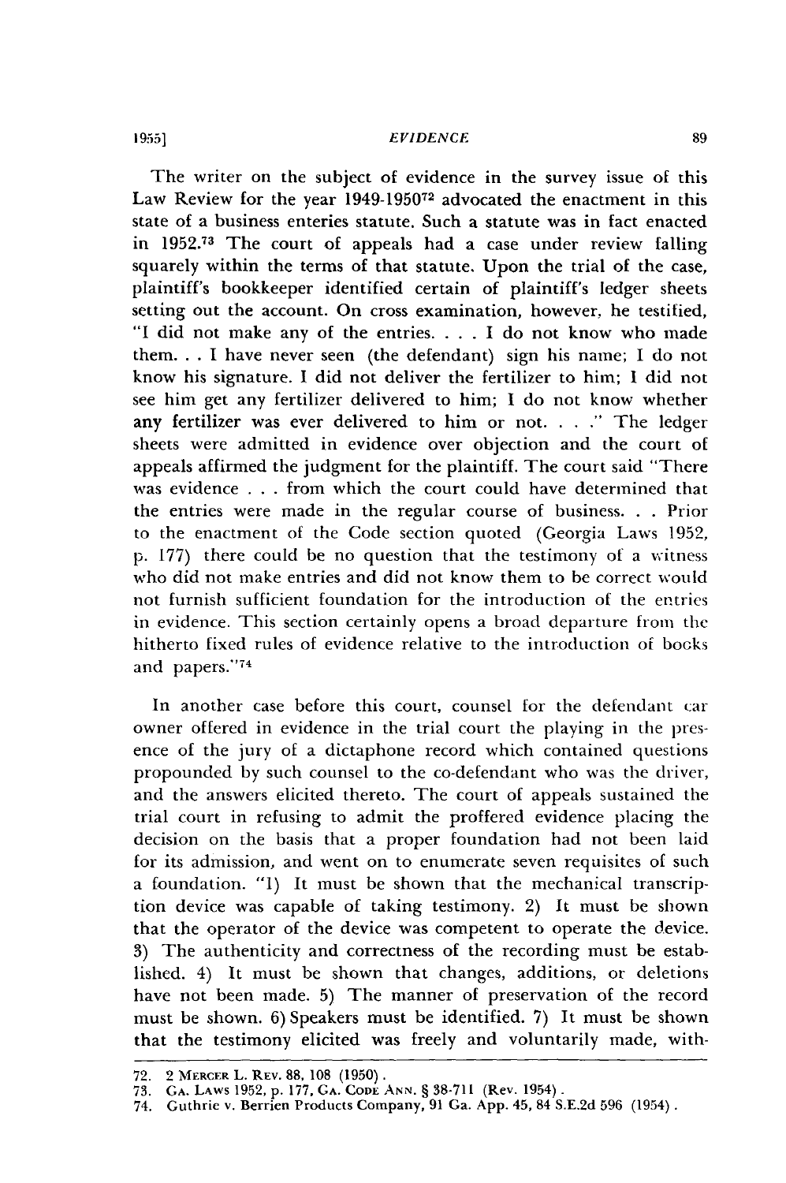The writer on the subject of evidence in the survey issue of this Law Review for the year 1949-1950[72] advocated the enactment in this state of a business enteries statute. Such a statute was in fact enacted in 1952.[73] The court of appeals had a case under review falling squarely within the terms of that statute. Upon the trial of the case, plaintiff's bookkeeper identified certain of plaintiff's ledger sheets setting out the account. On cross examination, however, he testified, "I did not make any of the entries. . . . I do not know who made them. . . I have never seen (the defendant) sign his name; I do not know his signature. I did not deliver the fertilizer to him; I did not see him get any fertilizer delivered to him; I do not know whether any fertilizer was ever delivered to him or not. . . ." The ledger sheets were admitted in evidence over objection and the court of appeals affirmed the judgment for the plaintiff. The court said "There was evidence . . . from which the court could have determined that the entries were made in the regular course of business. . . Prior to the enactment of the Code section quoted (Georgia Laws 1952, p. 177) there could be no question that the testimony of a witness who did not make entries and did not know them to be correct would not furnish sufficient foundation for the introduction of the entries in evidence. This section certainly opens a broad departure from the hitherto fixed rules of evidence relative to the introduction of books and papers."[74]

In another case before this court, counsel for the defendant car owner offered in evidence in the trial court the playing in the presence of the jury of a dictaphone record which contained questions propounded by such counsel to the co-defendant who was the driver, and the answers elicited thereto. The court of appeals sustained the trial court in refusing to admit the proffered evidence placing the decision on the basis that a proper foundation had not been laid for its admission, and went on to enumerate seven requisites of such a foundation. "1) It must be shown that the mechanical transcription device was capable of taking testimony. 2) It must be shown that the operator of the device was competent to operate the device. 3) The authenticity and correctness of the recording must be established. 4) It must be shown that changes, additions, or deletions have not been made. 5) The manner of preservation of the record must be shown. 6) Speakers must be identified. 7) It must be shown that the testimony elicited was freely and voluntarily made, with-

---

72. 2 MERCER L. REV. 88, 108 (1950).
73. GA. LAWS 1952, p. 177, GA. CODE ANN. § 38-711 (Rev. 1954).
74. Guthrie v. Berrien Products Company, 91 Ga. App. 45, 84 S.E.2d 596 (1954).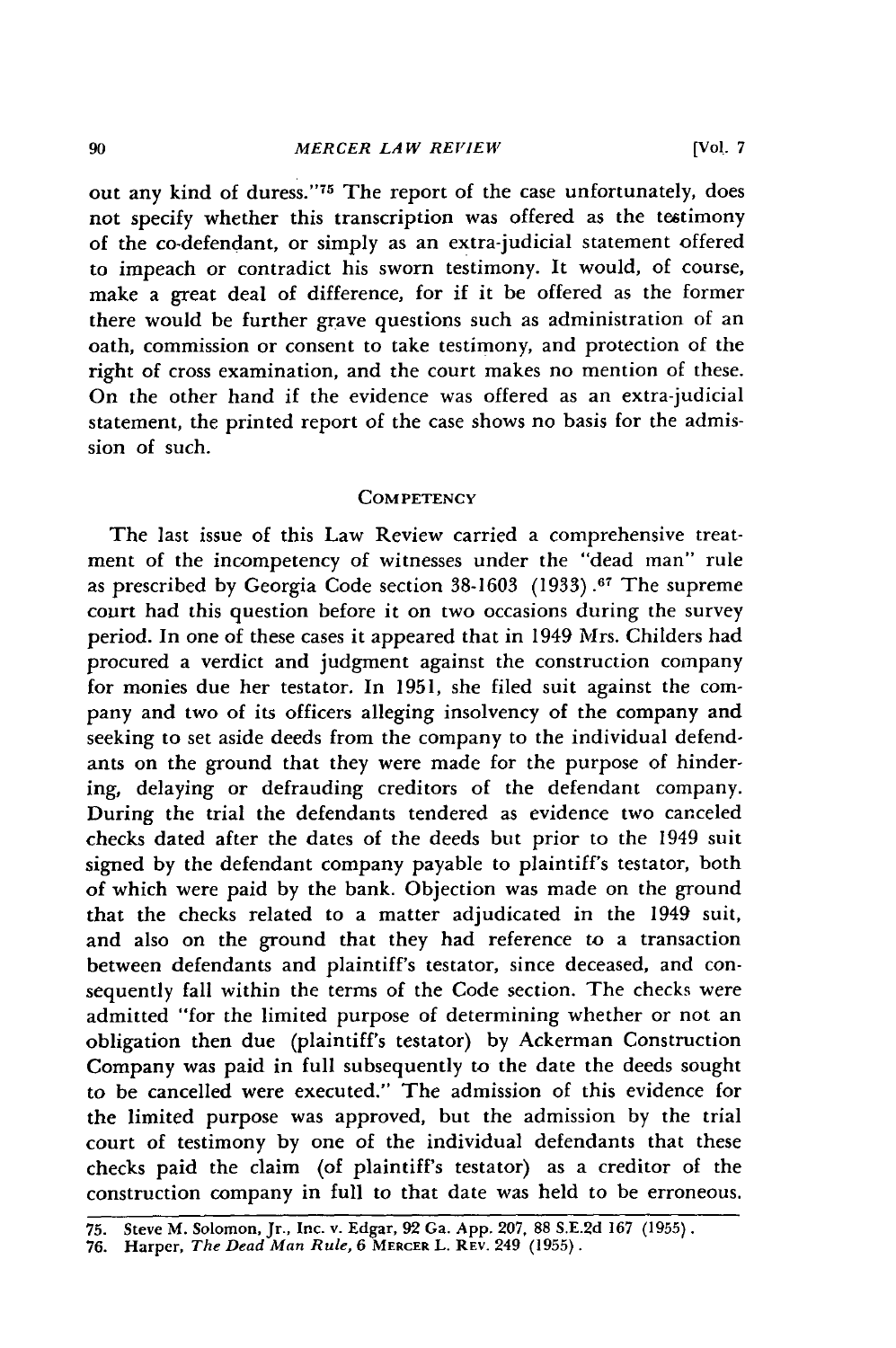out any kind of duress."[75] The report of the case unfortunately, does not specify whether this transcription was offered as the testimony of the co-defendant, or simply as an extra-judicial statement offered to impeach or contradict his sworn testimony. It would, of course, make a great deal of difference, for if it be offered as the former there would be further grave questions such as administration of an oath, commission or consent to take testimony, and protection of the right of cross examination, and the court makes no mention of these. On the other hand if the evidence was offered as an extra-judicial statement, the printed report of the case shows no basis for the admission of such.

## COMPETENCY

The last issue of this Law Review carried a comprehensive treatment of the incompetency of witnesses under the "dead man" rule as prescribed by Georgia Code section 38-1603 (1933).[67] The supreme court had this question before it on two occasions during the survey period. In one of these cases it appeared that in 1949 Mrs. Childers had procured a verdict and judgment against the construction company for monies due her testator. In 1951, she filed suit against the company and two of its officers alleging insolvency of the company and seeking to set aside deeds from the company to the individual defendants on the ground that they were made for the purpose of hindering, delaying or defrauding creditors of the defendant company. During the trial the defendants tendered as evidence two canceled checks dated after the dates of the deeds but prior to the 1949 suit signed by the defendant company payable to plaintiff's testator, both of which were paid by the bank. Objection was made on the ground that the checks related to a matter adjudicated in the 1949 suit, and also on the ground that they had reference to a transaction between defendants and plaintiff's testator, since deceased, and consequently fall within the terms of the Code section. The checks were admitted "for the limited purpose of determining whether or not an obligation then due (plaintiff's testator) by Ackerman Construction Company was paid in full subsequently to the date the deeds sought to be cancelled were executed." The admission of this evidence for the limited purpose was approved, but the admission by the trial court of testimony by one of the individual defendants that these checks paid the claim (of plaintiff's testator) as a creditor of the construction company in full to that date was held to be erroneous.

75. Steve M. Solomon, Jr., Inc. v. Edgar, 92 Ga. App. 207, 88 S.E.2d 167 (1955).
76. Harper, *The Dead Man Rule*, 6 MERCER L. REV. 249 (1955).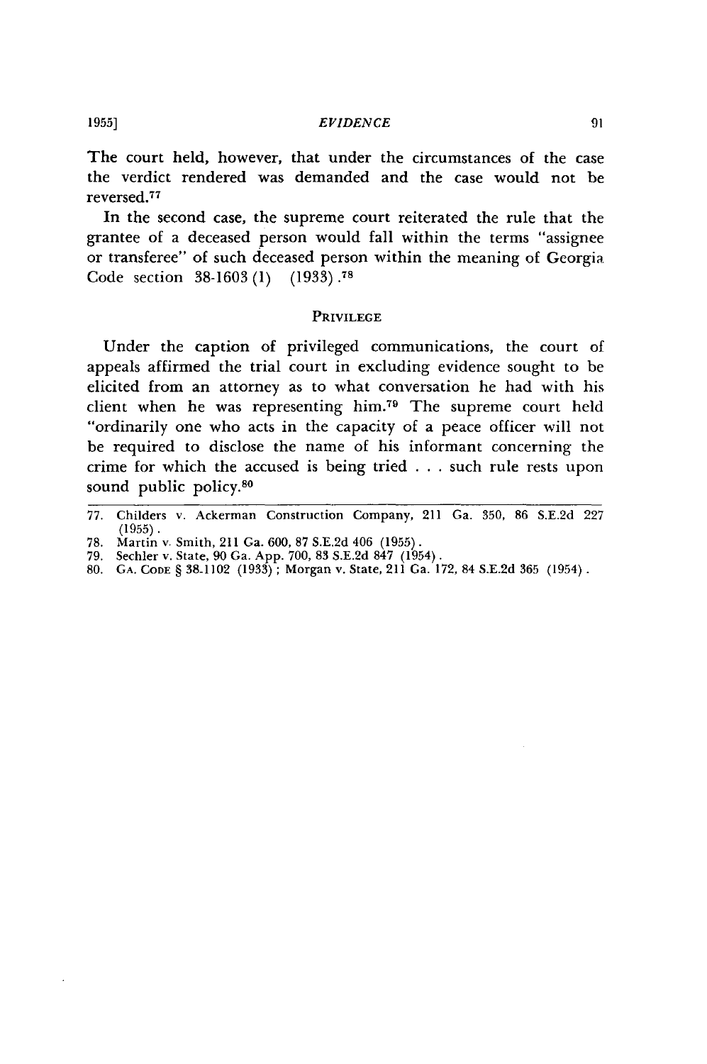The court held, however, that under the circumstances of the case the verdict rendered was demanded and the case would not be reversed.[77]

In the second case, the supreme court reiterated the rule that the grantee of a deceased person would fall within the terms "assignee or transferee" of such deceased person within the meaning of Georgia Code section 38-1603 (1) (1933).[78]

### PRIVILEGE

Under the caption of privileged communications, the court of appeals affirmed the trial court in excluding evidence sought to be elicited from an attorney as to what conversation he had with his client when he was representing him.[79] The supreme court held "ordinarily one who acts in the capacity of a peace officer will not be required to disclose the name of his informant concerning the crime for which the accused is being tried . . . such rule rests upon sound public policy.[80]

---

77. Childers v. Ackerman Construction Company, 211 Ga. 350, 86 S.E.2d 227 (1955).
78. Martin v. Smith, 211 Ga. 600, 87 S.E.2d 406 (1955).
79. Sechler v. State, 90 Ga. App. 700, 83 S.E.2d 847 (1954).
80. GA. CODE § 38-1102 (1933); Morgan v. State, 211 Ga. 172, 84 S.E.2d 365 (1954).